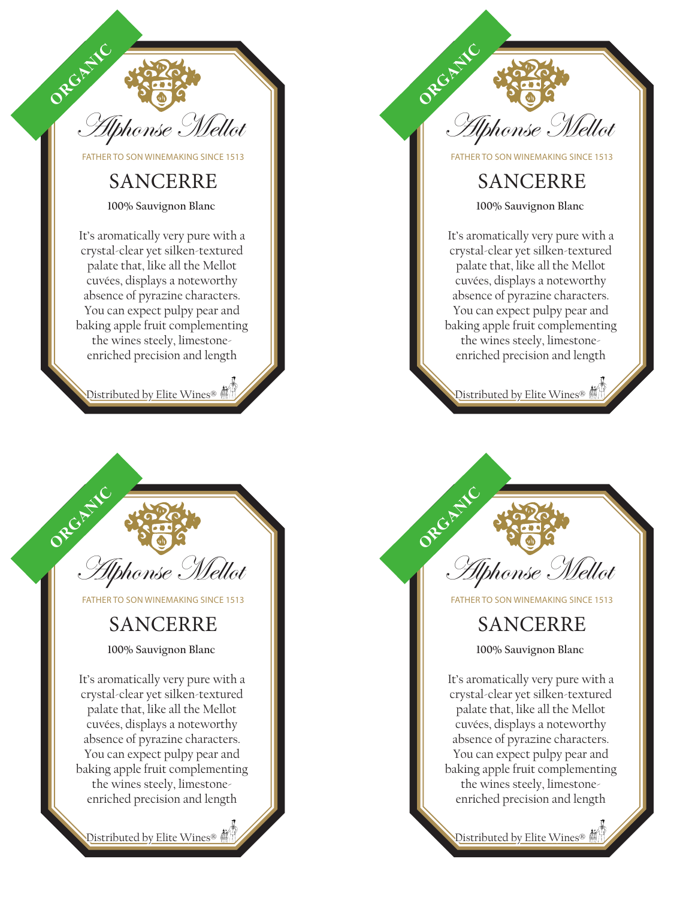ORGANIC

Alphonse Mellot

FATHER TO SON WINEMAKING SINCE 1513

## SANCERRE

**100% Sauvignon Blanc**

It's aromatically very pure with a crystal-clear yet silken-textured palate that, like all the Mellot cuvées, displays a noteworthy absence of pyrazine characters. You can expect pulpy pear and baking apple fruit complementing the wines steely, limestone-enriched precision and length

Distributed by Elite Wines®

---

ORGANIC

Alphonse Mellot

FATHER TO SON WINEMAKING SINCE 1513

## SANCERRE

**100% Sauvignon Blanc**

It's aromatically very pure with a crystal-clear yet silken-textured palate that, like all the Mellot cuvées, displays a noteworthy absence of pyrazine characters. You can expect pulpy pear and baking apple fruit complementing the wines steely, limestone-enriched precision and length

Distributed by Elite Wines®

---

ORGANIC

Alphonse Mellot

FATHER TO SON WINEMAKING SINCE 1513

## SANCERRE

**100% Sauvignon Blanc**

It's aromatically very pure with a crystal-clear yet silken-textured palate that, like all the Mellot cuvées, displays a noteworthy absence of pyrazine characters. You can expect pulpy pear and baking apple fruit complementing the wines steely, limestone-enriched precision and length

Distributed by Elite Wines®

---

ORGANIC

Alphonse Mellot

FATHER TO SON WINEMAKING SINCE 1513

## SANCERRE

**100% Sauvignon Blanc**

It's aromatically very pure with a crystal-clear yet silken-textured palate that, like all the Mellot cuvées, displays a noteworthy absence of pyrazine characters. You can expect pulpy pear and baking apple fruit complementing the wines steely, limestone-enriched precision and length

Distributed by Elite Wines®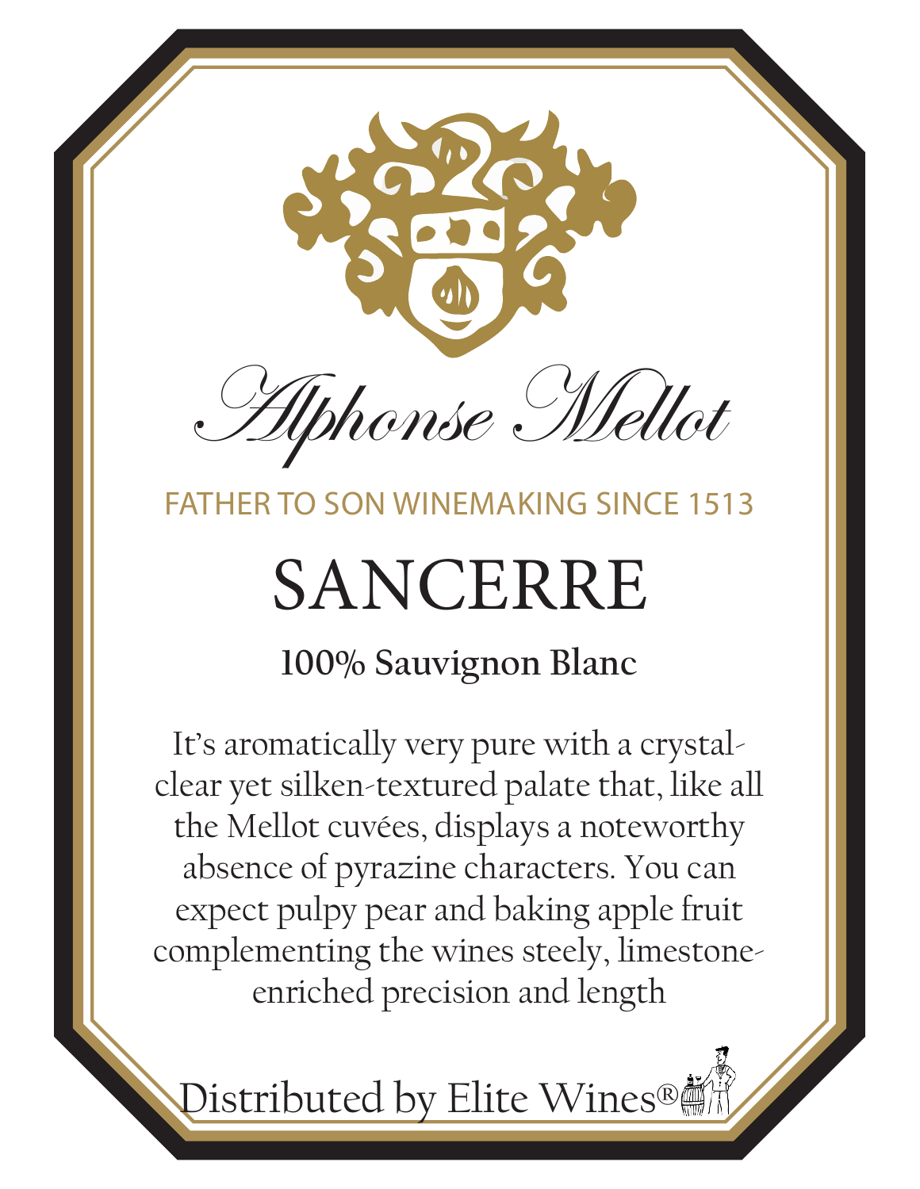# Alphonse Mellot

FATHER TO SON WINEMAKING SINCE 1513

# SANCERRE

**100% Sauvignon Blanc**

It's aromatically very pure with a crystal-clear yet silken-textured palate that, like all the Mellot cuvées, displays a noteworthy absence of pyrazine characters. You can expect pulpy pear and baking apple fruit complementing the wines steely, limestone-enriched precision and length

Distributed by Elite Wines®